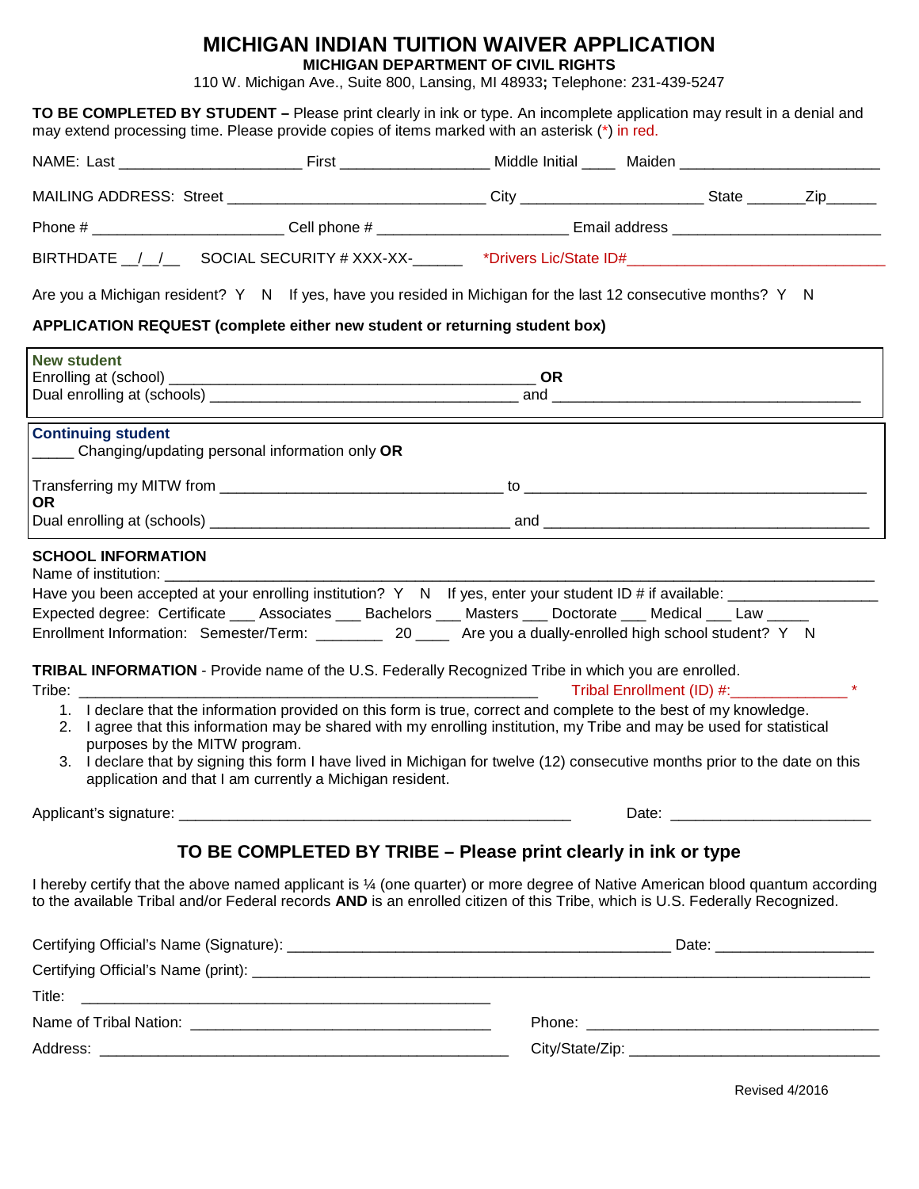# MICHIGAN INDIAN TUITION WAIVER APPLICATION

**MICHIGAN DEPARTMENT OF CIVIL RIGHTS**

110 W. Michigan Ave., Suite 800, Lansing, MI 48933**;** Telephone: 231-439-5247

**TO BE COMPLETED BY STUDENT –** Please print clearly in ink or type. An incomplete application may result in a denial and may extend processing time. Please provide copies of items marked with an asterisk (*) in red.

NAME: Last ______________________ First __________________ Middle Initial ____ Maiden ________________________

MAILING ADDRESS: Street _______________________________ City _____________________ State _______Zip______

Phone # ______________________ Cell phone # ______________________ Email address ________________________

BIRTHDATE __/__/__ SOCIAL SECURITY # XXX-XX-______ *Drivers Lic/State ID#______________________________

Are you a Michigan resident? Y N If yes, have you resided in Michigan for the last 12 consecutive months? Y N

**APPLICATION REQUEST (complete either new student or returning student box)**

**New student**
Enrolling at (school) ____________________________________________ **OR**
Dual enrolling at (schools) ______________________________________ and ______________________________________

**Continuing student**
_____ Changing/updating personal information only **OR**

Transferring my MITW from __________________________________ to ___________________________________________
**OR**
Dual enrolling at (schools) ____________________________________ and ______________________________________

**SCHOOL INFORMATION**
Name of institution: ______________________________________________________________________________________
Have you been accepted at your enrolling institution? Y N If yes, enter your student ID # if available: _________________
Expected degree: Certificate ___ Associates ___ Bachelors ___ Masters ___ Doctorate ___ Medical ___ Law _____
Enrollment Information: Semester/Term: ________ 20 ____ Are you a dually-enrolled high school student? Y N

**TRIBAL INFORMATION** - Provide name of the U.S. Federally Recognized Tribe in which you are enrolled.
Tribe: ________________________________________________________ Tribal Enrollment (ID) #:______________ *

1. I declare that the information provided on this form is true, correct and complete to the best of my knowledge.
2. I agree that this information may be shared with my enrolling institution, my Tribe and may be used for statistical purposes by the MITW program.
3. I declare that by signing this form I have lived in Michigan for twelve (12) consecutive months prior to the date on this application and that I am currently a Michigan resident.

Applicant's signature: ________________________________________________ Date: ________________________

## TO BE COMPLETED BY TRIBE – Please print clearly in ink or type

I hereby certify that the above named applicant is ¼ (one quarter) or more degree of Native American blood quantum according to the available Tribal and/or Federal records **AND** is an enrolled citizen of this Tribe, which is U.S. Federally Recognized.

Certifying Official's Name (Signature): _____________________________________________ Date: ___________________

Certifying Official's Name (print): ___________________________________________________________________________

Title: ________________________________________________

Name of Tribal Nation: ____________________________________ Phone: ___________________________________

Address: _________________________________________________ City/State/Zip: ______________________________

Revised 4/2016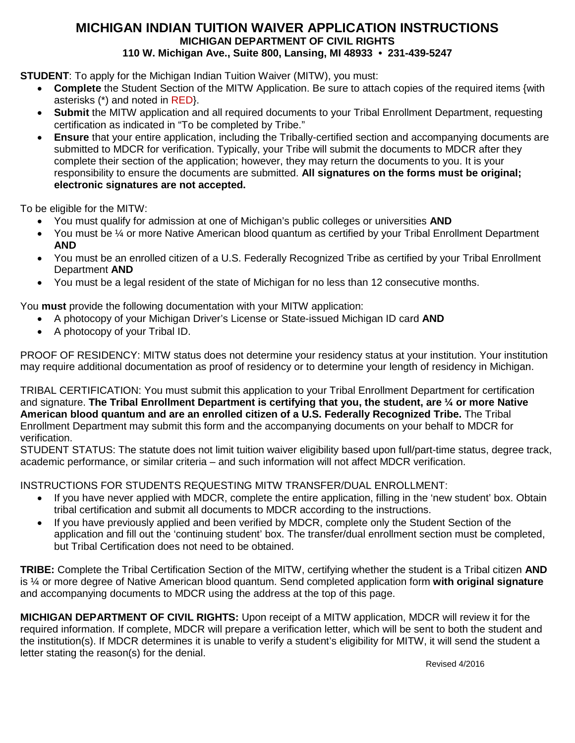# MICHIGAN INDIAN TUITION WAIVER APPLICATION INSTRUCTIONS

**MICHIGAN DEPARTMENT OF CIVIL RIGHTS**

**110 W. Michigan Ave., Suite 800, Lansing, MI 48933 • 231-439-5247**

**STUDENT**: To apply for the Michigan Indian Tuition Waiver (MITW), you must:

- **Complete** the Student Section of the MITW Application. Be sure to attach copies of the required items {with asterisks (*) and noted in RED}.
- **Submit** the MITW application and all required documents to your Tribal Enrollment Department, requesting certification as indicated in "To be completed by Tribe."
- **Ensure** that your entire application, including the Tribally-certified section and accompanying documents are submitted to MDCR for verification. Typically, your Tribe will submit the documents to MDCR after they complete their section of the application; however, they may return the documents to you. It is your responsibility to ensure the documents are submitted. **All signatures on the forms must be original; electronic signatures are not accepted.**

To be eligible for the MITW:

- You must qualify for admission at one of Michigan's public colleges or universities **AND**
- You must be ¼ or more Native American blood quantum as certified by your Tribal Enrollment Department **AND**
- You must be an enrolled citizen of a U.S. Federally Recognized Tribe as certified by your Tribal Enrollment Department **AND**
- You must be a legal resident of the state of Michigan for no less than 12 consecutive months.

You **must** provide the following documentation with your MITW application:

- A photocopy of your Michigan Driver's License or State-issued Michigan ID card **AND**
- A photocopy of your Tribal ID.

PROOF OF RESIDENCY: MITW status does not determine your residency status at your institution. Your institution may require additional documentation as proof of residency or to determine your length of residency in Michigan.

TRIBAL CERTIFICATION: You must submit this application to your Tribal Enrollment Department for certification and signature. **The Tribal Enrollment Department is certifying that you, the student, are ¼ or more Native American blood quantum and are an enrolled citizen of a U.S. Federally Recognized Tribe.** The Tribal Enrollment Department may submit this form and the accompanying documents on your behalf to MDCR for verification.

STUDENT STATUS: The statute does not limit tuition waiver eligibility based upon full/part-time status, degree track, academic performance, or similar criteria – and such information will not affect MDCR verification.

INSTRUCTIONS FOR STUDENTS REQUESTING MITW TRANSFER/DUAL ENROLLMENT:

- If you have never applied with MDCR, complete the entire application, filling in the 'new student' box. Obtain tribal certification and submit all documents to MDCR according to the instructions.
- If you have previously applied and been verified by MDCR, complete only the Student Section of the application and fill out the 'continuing student' box. The transfer/dual enrollment section must be completed, but Tribal Certification does not need to be obtained.

**TRIBE:** Complete the Tribal Certification Section of the MITW, certifying whether the student is a Tribal citizen **AND** is ¼ or more degree of Native American blood quantum. Send completed application form **with original signature** and accompanying documents to MDCR using the address at the top of this page.

**MICHIGAN DEPARTMENT OF CIVIL RIGHTS:** Upon receipt of a MITW application, MDCR will review it for the required information. If complete, MDCR will prepare a verification letter, which will be sent to both the student and the institution(s). If MDCR determines it is unable to verify a student's eligibility for MITW, it will send the student a letter stating the reason(s) for the denial.

Revised 4/2016